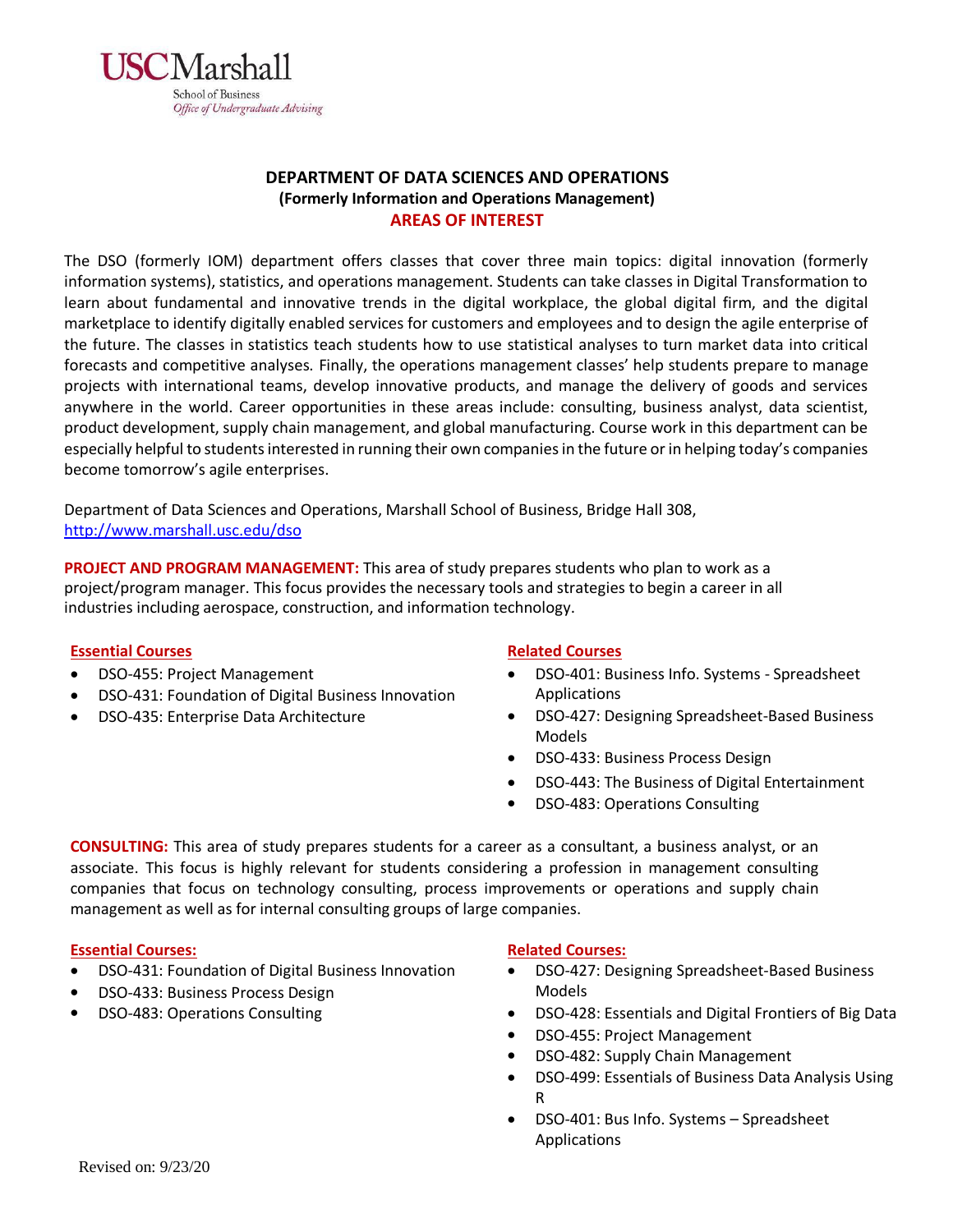USC Marshall
School of Business
*Office of Undergraduate Advising*

# DEPARTMENT OF DATA SCIENCES AND OPERATIONS

### (Formerly Information and Operations Management)

## AREAS OF INTEREST

The DSO (formerly IOM) department offers classes that cover three main topics: digital innovation (formerly information systems), statistics, and operations management. Students can take classes in Digital Transformation to learn about fundamental and innovative trends in the digital workplace, the global digital firm, and the digital marketplace to identify digitally enabled services for customers and employees and to design the agile enterprise of the future. The classes in statistics teach students how to use statistical analyses to turn market data into critical forecasts and competitive analyses. Finally, the operations management classes' help students prepare to manage projects with international teams, develop innovative products, and manage the delivery of goods and services anywhere in the world. Career opportunities in these areas include: consulting, business analyst, data scientist, product development, supply chain management, and global manufacturing. Course work in this department can be especially helpful to students interested in running their own companies in the future or in helping today's companies become tomorrow's agile enterprises.

Department of Data Sciences and Operations, Marshall School of Business, Bridge Hall 308, http://www.marshall.usc.edu/dso

**PROJECT AND PROGRAM MANAGEMENT:** This area of study prepares students who plan to work as a project/program manager. This focus provides the necessary tools and strategies to begin a career in all industries including aerospace, construction, and information technology.

**Essential Courses**

- DSO-455: Project Management
- DSO-431: Foundation of Digital Business Innovation
- DSO-435: Enterprise Data Architecture

**Related Courses**

- DSO-401: Business Info. Systems - Spreadsheet Applications
- DSO-427: Designing Spreadsheet-Based Business Models
- DSO-433: Business Process Design
- DSO-443: The Business of Digital Entertainment
- DSO-483: Operations Consulting

**CONSULTING:** This area of study prepares students for a career as a consultant, a business analyst, or an associate. This focus is highly relevant for students considering a profession in management consulting companies that focus on technology consulting, process improvements or operations and supply chain management as well as for internal consulting groups of large companies.

**Essential Courses:**

- DSO-431: Foundation of Digital Business Innovation
- DSO-433: Business Process Design
- DSO-483: Operations Consulting

**Related Courses:**

- DSO-427: Designing Spreadsheet-Based Business Models
- DSO-428: Essentials and Digital Frontiers of Big Data
- DSO-455: Project Management
- DSO-482: Supply Chain Management
- DSO-499: Essentials of Business Data Analysis Using R
- DSO-401: Bus Info. Systems – Spreadsheet Applications

Revised on: 9/23/20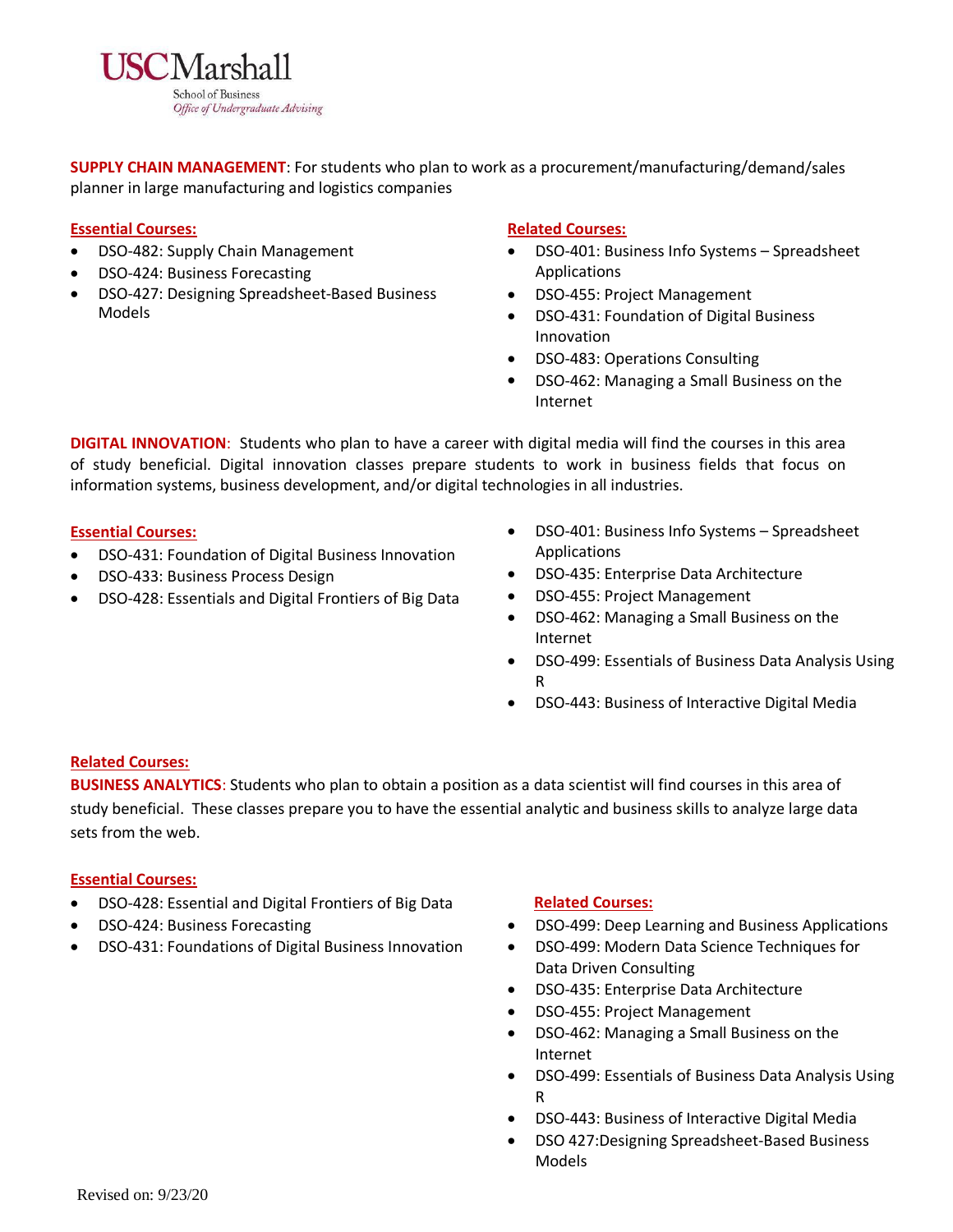**SUPPLY CHAIN MANAGEMENT**: For students who plan to work as a procurement/manufacturing/demand/sales planner in large manufacturing and logistics companies

**Essential Courses:**

- DSO-482: Supply Chain Management
- DSO-424: Business Forecasting
- DSO-427: Designing Spreadsheet-Based Business Models

**Related Courses:**

- DSO-401: Business Info Systems – Spreadsheet Applications
- DSO-455: Project Management
- DSO-431: Foundation of Digital Business Innovation
- DSO-483: Operations Consulting
- DSO-462: Managing a Small Business on the Internet

**DIGITAL INNOVATION**: Students who plan to have a career with digital media will find the courses in this area of study beneficial. Digital innovation classes prepare students to work in business fields that focus on information systems, business development, and/or digital technologies in all industries.

**Essential Courses:**

- DSO-431: Foundation of Digital Business Innovation
- DSO-433: Business Process Design
- DSO-428: Essentials and Digital Frontiers of Big Data

**Related Courses:**

- DSO-401: Business Info Systems – Spreadsheet Applications
- DSO-435: Enterprise Data Architecture
- DSO-455: Project Management
- DSO-462: Managing a Small Business on the Internet
- DSO-499: Essentials of Business Data Analysis Using R
- DSO-443: Business of Interactive Digital Media

**BUSINESS ANALYTICS**: Students who plan to obtain a position as a data scientist will find courses in this area of study beneficial. These classes prepare you to have the essential analytic and business skills to analyze large data sets from the web.

**Essential Courses:**

- DSO-428: Essential and Digital Frontiers of Big Data
- DSO-424: Business Forecasting
- DSO-431: Foundations of Digital Business Innovation

**Related Courses:**

- DSO-499: Deep Learning and Business Applications
- DSO-499: Modern Data Science Techniques for Data Driven Consulting
- DSO-435: Enterprise Data Architecture
- DSO-455: Project Management
- DSO-462: Managing a Small Business on the Internet
- DSO-499: Essentials of Business Data Analysis Using R
- DSO-443: Business of Interactive Digital Media
- DSO 427:Designing Spreadsheet-Based Business Models

Revised on: 9/23/20